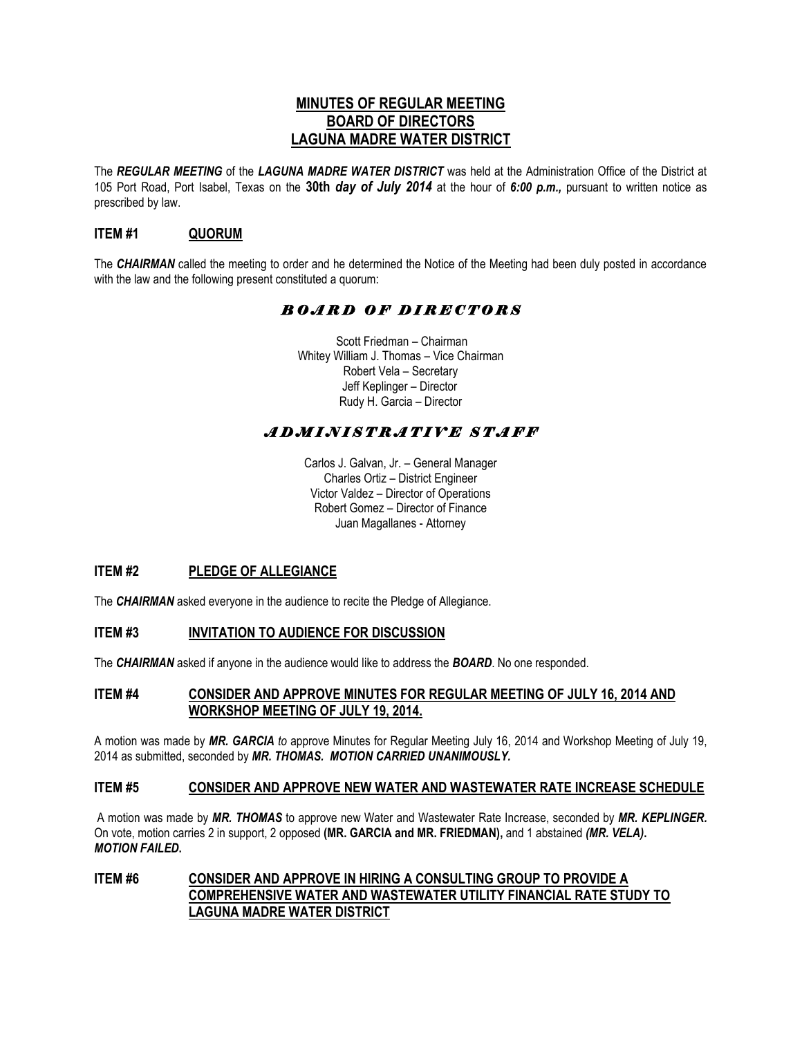# MINUTES OF REGULAR MEETING
# BOARD OF DIRECTORS
# LAGUNA MADRE WATER DISTRICT

The ***REGULAR MEETING*** of the ***LAGUNA MADRE WATER DISTRICT*** was held at the Administration Office of the District at 105 Port Road, Port Isabel, Texas on the **30th *day of July 2014*** at the hour of ***6:00 p.m.,*** pursuant to written notice as prescribed by law.

## ITEM #1 QUORUM

The ***CHAIRMAN*** called the meeting to order and he determined the Notice of the Meeting had been duly posted in accordance with the law and the following present constituted a quorum:

### *BOARD OF DIRECTORS*

Scott Friedman – Chairman
Whitey William J. Thomas – Vice Chairman
Robert Vela – Secretary
Jeff Keplinger – Director
Rudy H. Garcia – Director

### *ADMINISTRATIVE STAFF*

Carlos J. Galvan, Jr. – General Manager
Charles Ortiz – District Engineer
Victor Valdez – Director of Operations
Robert Gomez – Director of Finance
Juan Magallanes - Attorney

## ITEM #2 PLEDGE OF ALLEGIANCE

The ***CHAIRMAN*** asked everyone in the audience to recite the Pledge of Allegiance.

## ITEM #3 INVITATION TO AUDIENCE FOR DISCUSSION

The ***CHAIRMAN*** asked if anyone in the audience would like to address the ***BOARD***. No one responded.

## ITEM #4 CONSIDER AND APPROVE MINUTES FOR REGULAR MEETING OF JULY 16, 2014 AND WORKSHOP MEETING OF JULY 19, 2014.

A motion was made by ***MR. GARCIA*** *to* approve Minutes for Regular Meeting July 16, 2014 and Workshop Meeting of July 19, 2014 as submitted, seconded by ***MR. THOMAS. MOTION CARRIED UNANIMOUSLY.***

## ITEM #5 CONSIDER AND APPROVE NEW WATER AND WASTEWATER RATE INCREASE SCHEDULE

A motion was made by ***MR. THOMAS*** to approve new Water and Wastewater Rate Increase, seconded by ***MR. KEPLINGER.*** On vote, motion carries 2 in support, 2 opposed **(MR. GARCIA and MR. FRIEDMAN),** and 1 abstained ***(MR. VELA).***
***MOTION FAILED.***

## ITEM #6 CONSIDER AND APPROVE IN HIRING A CONSULTING GROUP TO PROVIDE A COMPREHENSIVE WATER AND WASTEWATER UTILITY FINANCIAL RATE STUDY TO LAGUNA MADRE WATER DISTRICT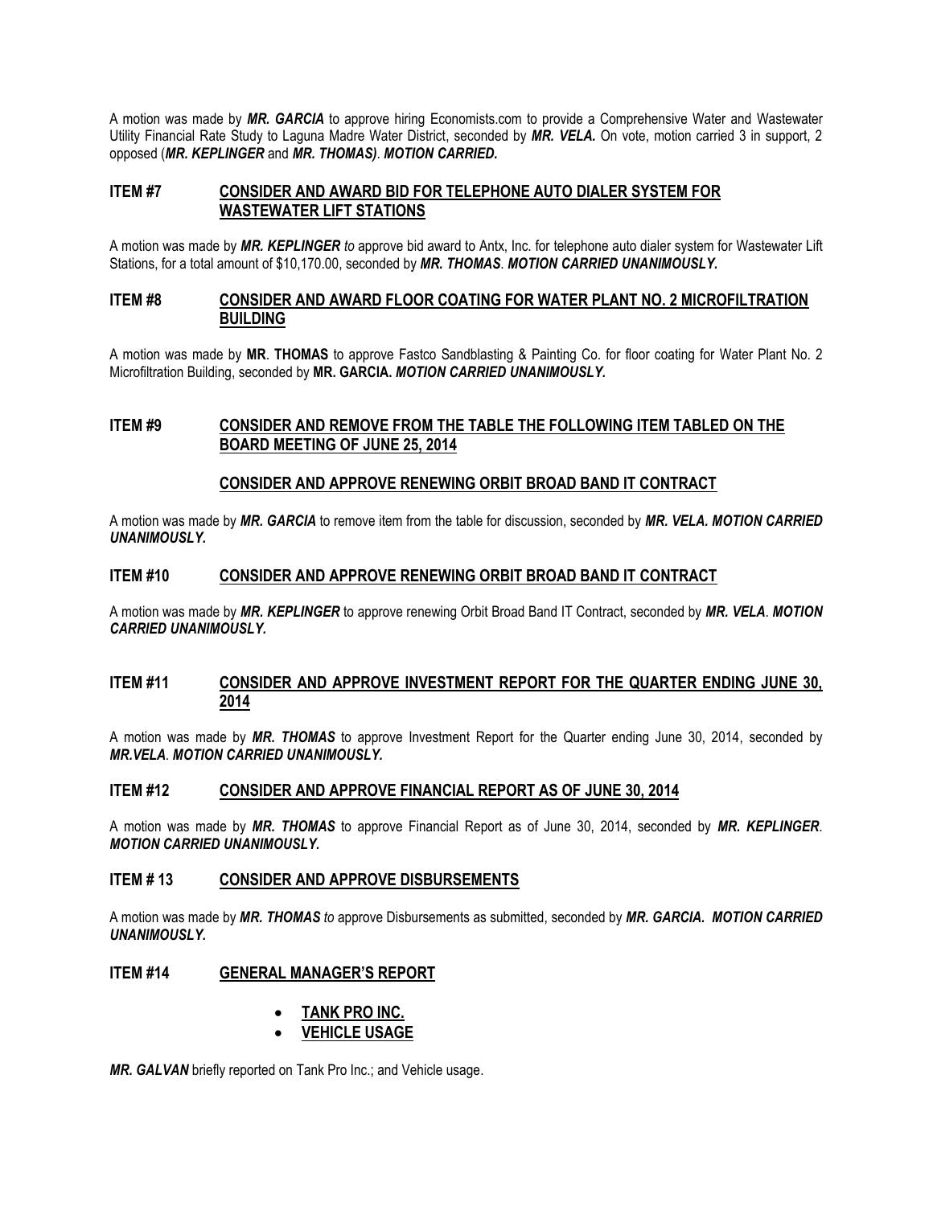A motion was made by ***MR. GARCIA*** to approve hiring Economists.com to provide a Comprehensive Water and Wastewater Utility Financial Rate Study to Laguna Madre Water District, seconded by ***MR. VELA.*** On vote, motion carried 3 in support, 2 opposed (***MR. KEPLINGER*** and ***MR. THOMAS)***. ***MOTION CARRIED.***

## ITEM #7 CONSIDER AND AWARD BID FOR TELEPHONE AUTO DIALER SYSTEM FOR WASTEWATER LIFT STATIONS

A motion was made by ***MR. KEPLINGER*** *to* approve bid award to Antx, Inc. for telephone auto dialer system for Wastewater Lift Stations, for a total amount of $10,170.00, seconded by ***MR. THOMAS***. ***MOTION CARRIED UNANIMOUSLY.***

## ITEM #8 CONSIDER AND AWARD FLOOR COATING FOR WATER PLANT NO. 2 MICROFILTRATION BUILDING

A motion was made by **MR**. **THOMAS** to approve Fastco Sandblasting & Painting Co. for floor coating for Water Plant No. 2 Microfiltration Building, seconded by **MR. GARCIA.** ***MOTION CARRIED UNANIMOUSLY.***

## ITEM #9 CONSIDER AND REMOVE FROM THE TABLE THE FOLLOWING ITEM TABLED ON THE BOARD MEETING OF JUNE 25, 2014

### CONSIDER AND APPROVE RENEWING ORBIT BROAD BAND IT CONTRACT

A motion was made by ***MR. GARCIA*** to remove item from the table for discussion, seconded by ***MR. VELA. MOTION CARRIED UNANIMOUSLY.***

## ITEM #10 CONSIDER AND APPROVE RENEWING ORBIT BROAD BAND IT CONTRACT

A motion was made by ***MR. KEPLINGER*** to approve renewing Orbit Broad Band IT Contract, seconded by ***MR. VELA***. ***MOTION CARRIED UNANIMOUSLY.***

## ITEM #11 CONSIDER AND APPROVE INVESTMENT REPORT FOR THE QUARTER ENDING JUNE 30, 2014

A motion was made by ***MR. THOMAS*** to approve Investment Report for the Quarter ending June 30, 2014, seconded by ***MR.VELA***. ***MOTION CARRIED UNANIMOUSLY.***

## ITEM #12 CONSIDER AND APPROVE FINANCIAL REPORT AS OF JUNE 30, 2014

A motion was made by ***MR. THOMAS*** to approve Financial Report as of June 30, 2014, seconded by ***MR. KEPLINGER***. ***MOTION CARRIED UNANIMOUSLY.***

## ITEM # 13 CONSIDER AND APPROVE DISBURSEMENTS

A motion was made by ***MR. THOMAS*** *to* approve Disbursements as submitted, seconded by ***MR. GARCIA. MOTION CARRIED UNANIMOUSLY.***

## ITEM #14 GENERAL MANAGER'S REPORT

- **TANK PRO INC.**
- **VEHICLE USAGE**

***MR. GALVAN*** briefly reported on Tank Pro Inc.; and Vehicle usage.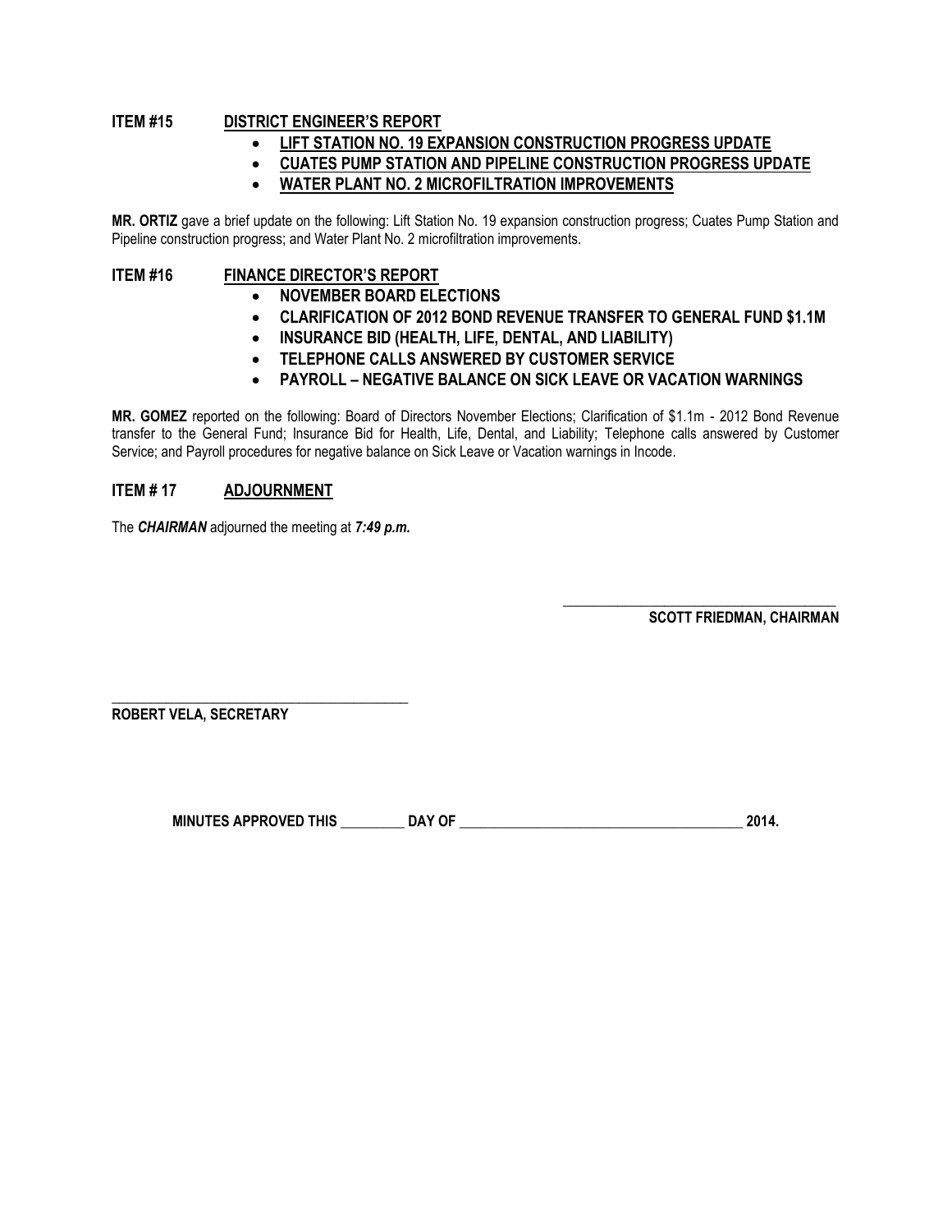**ITEM #15 DISTRICT ENGINEER'S REPORT**

- **LIFT STATION NO. 19 EXPANSION CONSTRUCTION PROGRESS UPDATE**
- **CUATES PUMP STATION AND PIPELINE CONSTRUCTION PROGRESS UPDATE**
- **WATER PLANT NO. 2 MICROFILTRATION IMPROVEMENTS**

**MR. ORTIZ** gave a brief update on the following: Lift Station No. 19 expansion construction progress; Cuates Pump Station and Pipeline construction progress; and Water Plant No. 2 microfiltration improvements.

**ITEM #16 FINANCE DIRECTOR'S REPORT**

- **NOVEMBER BOARD ELECTIONS**
- **CLARIFICATION OF 2012 BOND REVENUE TRANSFER TO GENERAL FUND $1.1M**
- **INSURANCE BID (HEALTH, LIFE, DENTAL, AND LIABILITY)**
- **TELEPHONE CALLS ANSWERED BY CUSTOMER SERVICE**
- **PAYROLL – NEGATIVE BALANCE ON SICK LEAVE OR VACATION WARNINGS**

**MR. GOMEZ** reported on the following: Board of Directors November Elections; Clarification of $1.1m - 2012 Bond Revenue transfer to the General Fund; Insurance Bid for Health, Life, Dental, and Liability; Telephone calls answered by Customer Service; and Payroll procedures for negative balance on Sick Leave or Vacation warnings in Incode.

**ITEM # 17 ADJOURNMENT**

The ***CHAIRMAN*** adjourned the meeting at ***7:49 p.m.***

\_\_\_\_\_\_\_\_\_\_\_\_\_\_\_\_\_\_\_\_\_\_\_\_\_\_\_\_\_\_\_\_\_\_\_\_\_\_\_\_
**SCOTT FRIEDMAN, CHAIRMAN**

\_\_\_\_\_\_\_\_\_\_\_\_\_\_\_\_\_\_\_\_\_\_\_\_\_\_\_\_\_\_\_\_\_\_\_\_\_\_\_\_
**ROBERT VELA, SECRETARY**

**MINUTES APPROVED THIS \_\_\_\_\_\_\_\_\_ DAY OF \_\_\_\_\_\_\_\_\_\_\_\_\_\_\_\_\_\_\_\_\_\_\_\_\_\_\_\_\_\_\_\_\_\_\_\_\_\_\_\_ 2014.**